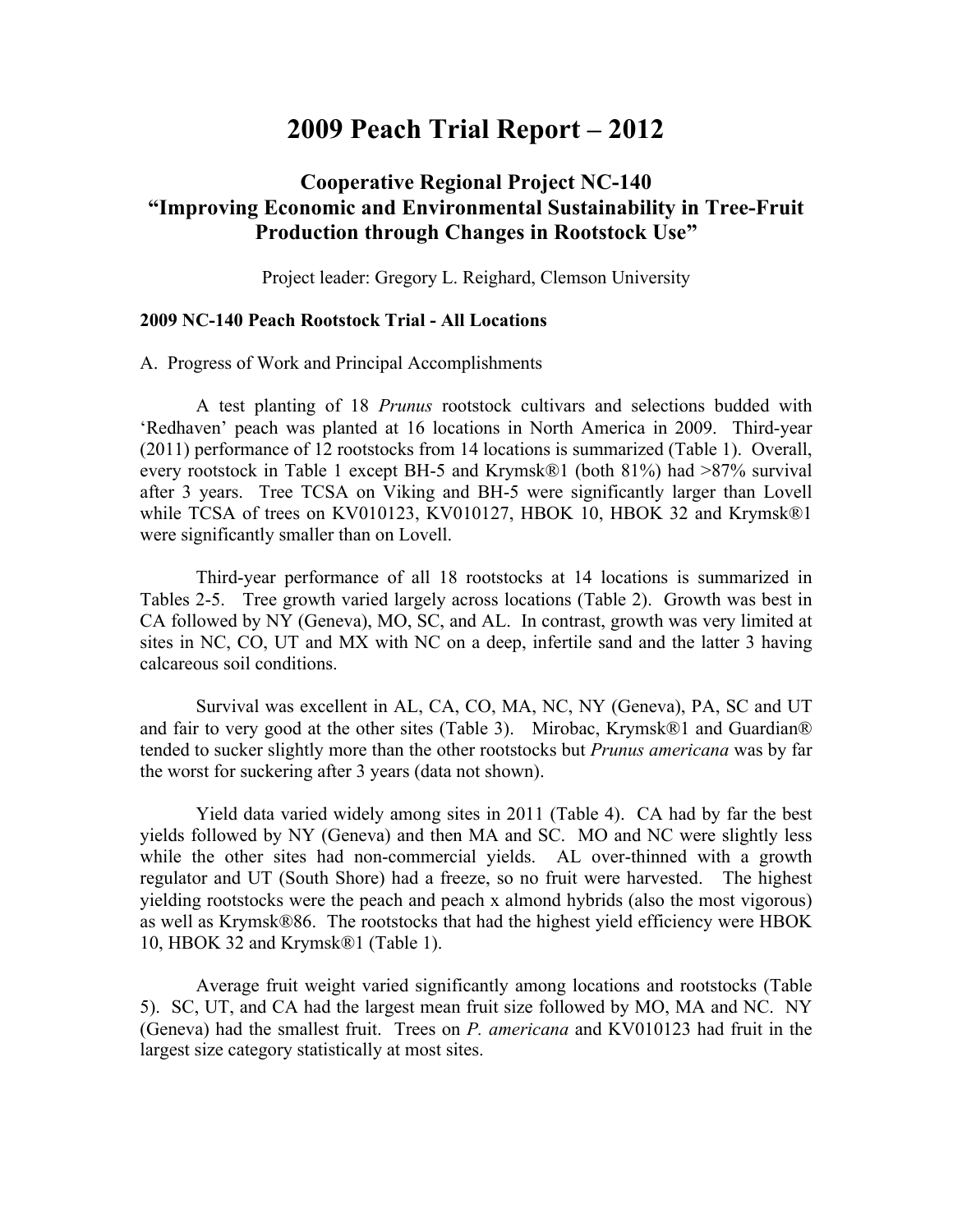# 2009 Peach Trial Report – 2012

## Cooperative Regional Project NC-140
## "Improving Economic and Environmental Sustainability in Tree-Fruit Production through Changes in Rootstock Use"

Project leader: Gregory L. Reighard, Clemson University

**2009 NC-140 Peach Rootstock Trial - All Locations**

A. Progress of Work and Principal Accomplishments

A test planting of 18 *Prunus* rootstock cultivars and selections budded with 'Redhaven' peach was planted at 16 locations in North America in 2009. Third-year (2011) performance of 12 rootstocks from 14 locations is summarized (Table 1). Overall, every rootstock in Table 1 except BH-5 and Krymsk®1 (both 81%) had >87% survival after 3 years. Tree TCSA on Viking and BH-5 were significantly larger than Lovell while TCSA of trees on KV010123, KV010127, HBOK 10, HBOK 32 and Krymsk®1 were significantly smaller than on Lovell.

Third-year performance of all 18 rootstocks at 14 locations is summarized in Tables 2-5. Tree growth varied largely across locations (Table 2). Growth was best in CA followed by NY (Geneva), MO, SC, and AL. In contrast, growth was very limited at sites in NC, CO, UT and MX with NC on a deep, infertile sand and the latter 3 having calcareous soil conditions.

Survival was excellent in AL, CA, CO, MA, NC, NY (Geneva), PA, SC and UT and fair to very good at the other sites (Table 3). Mirobac, Krymsk®1 and Guardian® tended to sucker slightly more than the other rootstocks but *Prunus americana* was by far the worst for suckering after 3 years (data not shown).

Yield data varied widely among sites in 2011 (Table 4). CA had by far the best yields followed by NY (Geneva) and then MA and SC. MO and NC were slightly less while the other sites had non-commercial yields. AL over-thinned with a growth regulator and UT (South Shore) had a freeze, so no fruit were harvested. The highest yielding rootstocks were the peach and peach x almond hybrids (also the most vigorous) as well as Krymsk®86. The rootstocks that had the highest yield efficiency were HBOK 10, HBOK 32 and Krymsk®1 (Table 1).

Average fruit weight varied significantly among locations and rootstocks (Table 5). SC, UT, and CA had the largest mean fruit size followed by MO, MA and NC. NY (Geneva) had the smallest fruit. Trees on *P. americana* and KV010123 had fruit in the largest size category statistically at most sites.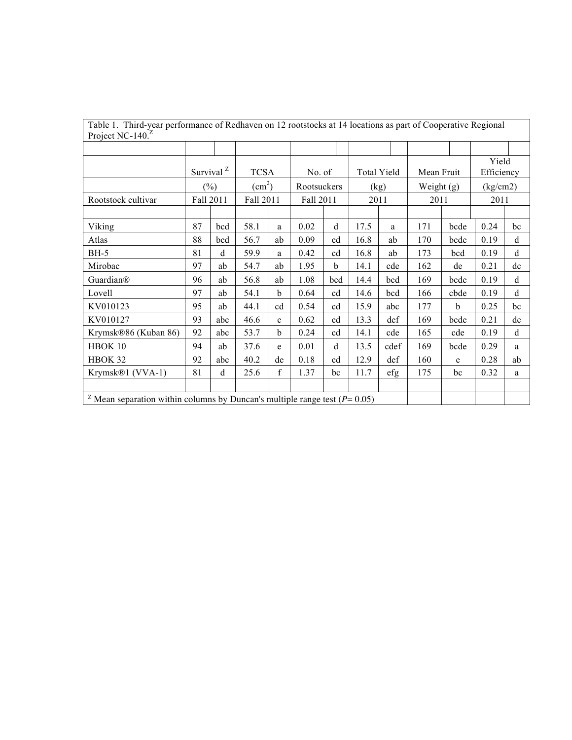Table 1. Third-year performance of Redhaven on 12 rootstocks at 14 locations as part of Cooperative Regional Project NC-140.[Z]

| Rootstock cultivar | Survival [Z] (%) Fall 2011 | | TCSA ($cm^2$) Fall 2011 | | No. of Rootsuckers Fall 2011 | | Total Yield (kg) 2011 | | Mean Fruit Weight (g) 2011 | | Yield Efficiency (kg/cm2) 2011 | |
|---|---|---|---|---|---|---|---|---|---|---|---|---|
| Viking | 87 | bcd | 58.1 | a | 0.02 | d | 17.5 | a | 171 | bcde | 0.24 | bc |
| Atlas | 88 | bcd | 56.7 | ab | 0.09 | cd | 16.8 | ab | 170 | bcde | 0.19 | d |
| BH-5 | 81 | d | 59.9 | a | 0.42 | cd | 16.8 | ab | 173 | bcd | 0.19 | d |
| Mirobac | 97 | ab | 54.7 | ab | 1.95 | b | 14.1 | cde | 162 | de | 0.21 | dc |
| Guardian® | 96 | ab | 56.8 | ab | 1.08 | bcd | 14.4 | bcd | 169 | bcde | 0.19 | d |
| Lovell | 97 | ab | 54.1 | b | 0.64 | cd | 14.6 | bcd | 166 | cbde | 0.19 | d |
| KV010123 | 95 | ab | 44.1 | cd | 0.54 | cd | 15.9 | abc | 177 | b | 0.25 | bc |
| KV010127 | 93 | abc | 46.6 | c | 0.62 | cd | 13.3 | def | 169 | bcde | 0.21 | dc |
| Krymsk®86 (Kuban 86) | 92 | abc | 53.7 | b | 0.24 | cd | 14.1 | cde | 165 | cde | 0.19 | d |
| HBOK 10 | 94 | ab | 37.6 | e | 0.01 | d | 13.5 | cdef | 169 | bcde | 0.29 | a |
| HBOK 32 | 92 | abc | 40.2 | de | 0.18 | cd | 12.9 | def | 160 | e | 0.28 | ab |
| Krymsk®1 (VVA-1) | 81 | d | 25.6 | f | 1.37 | bc | 11.7 | efg | 175 | bc | 0.32 | a |

[Z] Mean separation within columns by Duncan's multiple range test ($P = 0.05$)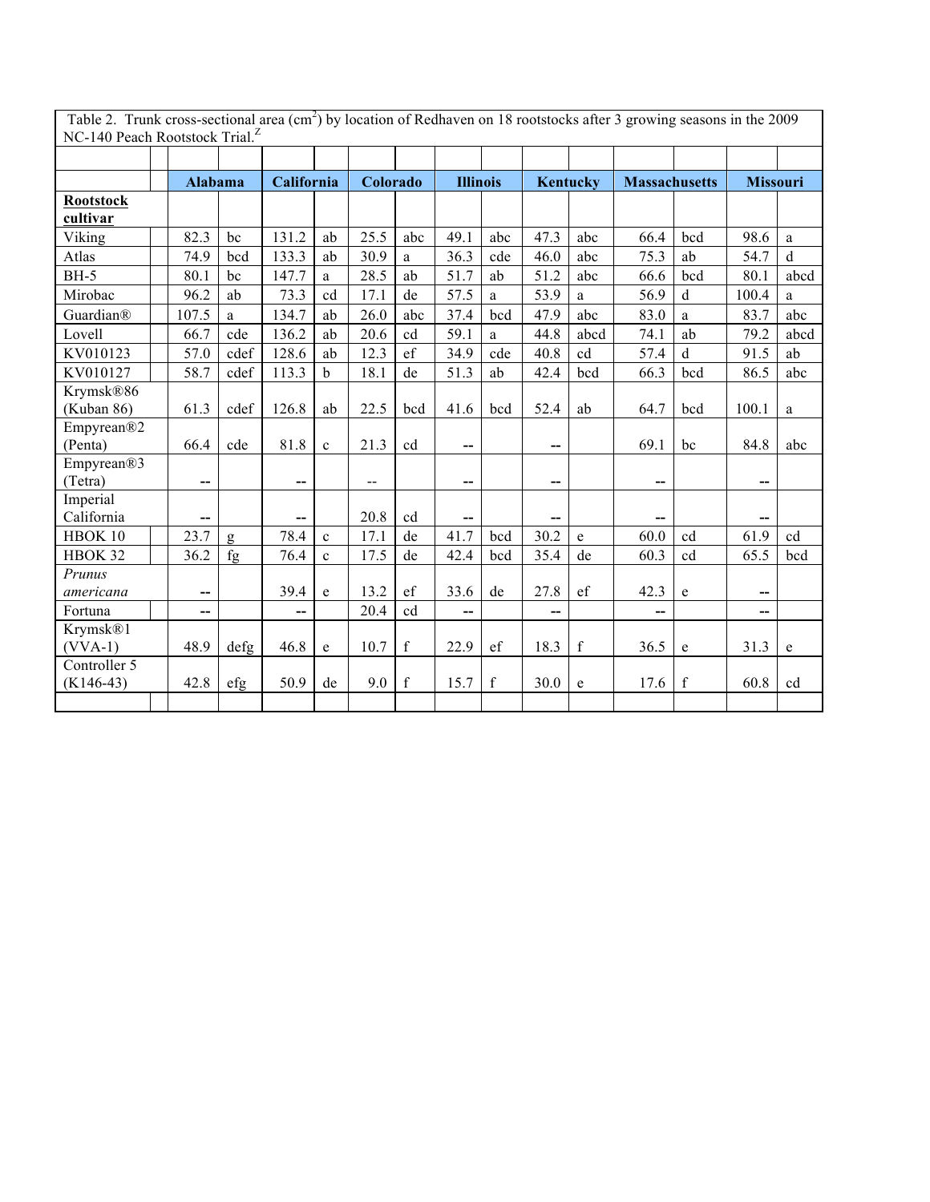Table 2. Trunk cross-sectional area ($cm^2$) by location of Redhaven on 18 rootstocks after 3 growing seasons in the 2009 NC-140 Peach Rootstock Trial.[Z]

| Rootstock cultivar | Alabama | | California | | Colorado | | Illinois | | Kentucky | | Massachusetts | | Missouri | |
|---|---|---|---|---|---|---|---|---|---|---|---|---|---|---|
| Viking | 82.3 | bc | 131.2 | ab | 25.5 | abc | 49.1 | abc | 47.3 | abc | 66.4 | bcd | 98.6 | a |
| Atlas | 74.9 | bcd | 133.3 | ab | 30.9 | a | 36.3 | cde | 46.0 | abc | 75.3 | ab | 54.7 | d |
| BH-5 | 80.1 | bc | 147.7 | a | 28.5 | ab | 51.7 | ab | 51.2 | abc | 66.6 | bcd | 80.1 | abcd |
| Mirobac | 96.2 | ab | 73.3 | cd | 17.1 | de | 57.5 | a | 53.9 | a | 56.9 | d | 100.4 | a |
| Guardian® | 107.5 | a | 134.7 | ab | 26.0 | abc | 37.4 | bcd | 47.9 | abc | 83.0 | a | 83.7 | abc |
| Lovell | 66.7 | cde | 136.2 | ab | 20.6 | cd | 59.1 | a | 44.8 | abcd | 74.1 | ab | 79.2 | abcd |
| KV010123 | 57.0 | cdef | 128.6 | ab | 12.3 | ef | 34.9 | cde | 40.8 | cd | 57.4 | d | 91.5 | ab |
| KV010127 | 58.7 | cdef | 113.3 | b | 18.1 | de | 51.3 | ab | 42.4 | bcd | 66.3 | bcd | 86.5 | abc |
| Krymsk®86 (Kuban 86) | 61.3 | cdef | 126.8 | ab | 22.5 | bcd | 41.6 | bcd | 52.4 | ab | 64.7 | bcd | 100.1 | a |
| Empyrean®2 (Penta) | 66.4 | cde | 81.8 | c | 21.3 | cd | -- | | -- | | 69.1 | bc | 84.8 | abc |
| Empyrean®3 (Tetra) | -- | | -- | | -- | | -- | | -- | | -- | | -- | |
| Imperial California | -- | | -- | | 20.8 | cd | -- | | -- | | -- | | -- | |
| HBOK 10 | 23.7 | g | 78.4 | c | 17.1 | de | 41.7 | bcd | 30.2 | e | 60.0 | cd | 61.9 | cd |
| HBOK 32 | 36.2 | fg | 76.4 | c | 17.5 | de | 42.4 | bcd | 35.4 | de | 60.3 | cd | 65.5 | bcd |
| *Prunus americana* | -- | | 39.4 | e | 13.2 | ef | 33.6 | de | 27.8 | ef | 42.3 | e | -- | |
| Fortuna | -- | | -- | | 20.4 | cd | -- | | -- | | -- | | -- | |
| Krymsk®1 (VVA-1) | 48.9 | defg | 46.8 | e | 10.7 | f | 22.9 | ef | 18.3 | f | 36.5 | e | 31.3 | e |
| Controller 5 (K146-43) | 42.8 | efg | 50.9 | de | 9.0 | f | 15.7 | f | 30.0 | e | 17.6 | f | 60.8 | cd |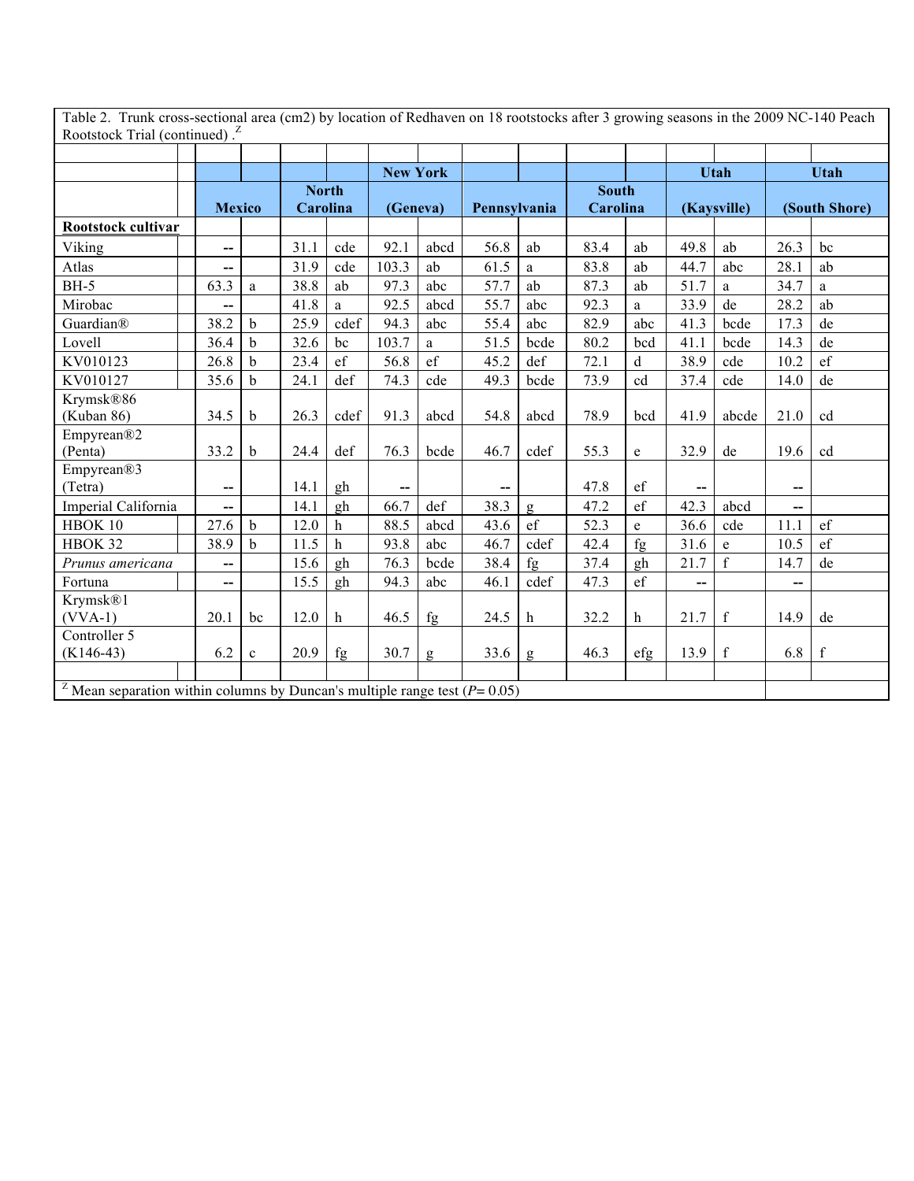Table 2. Trunk cross-sectional area (cm2) by location of Redhaven on 18 rootstocks after 3 growing seasons in the 2009 NC-140 Peach Rootstock Trial (continued) .[Z]

| | Mexico | | North Carolina | | New York (Geneva) | | Pennsylvania | | South Carolina | | Utah (Kaysville) | | Utah (South Shore) | |
|---|---|---|---|---|---|---|---|---|---|---|---|---|---|---|
| **Rootstock cultivar** | | | | | | | | | | | | | | |
| Viking | -- | | 31.1 | cde | 92.1 | abcd | 56.8 | ab | 83.4 | ab | 49.8 | ab | 26.3 | bc |
| Atlas | -- | | 31.9 | cde | 103.3 | ab | 61.5 | a | 83.8 | ab | 44.7 | abc | 28.1 | ab |
| BH-5 | 63.3 | a | 38.8 | ab | 97.3 | abc | 57.7 | ab | 87.3 | ab | 51.7 | a | 34.7 | a |
| Mirobac | -- | | 41.8 | a | 92.5 | abcd | 55.7 | abc | 92.3 | a | 33.9 | de | 28.2 | ab |
| Guardian® | 38.2 | b | 25.9 | cdef | 94.3 | abc | 55.4 | abc | 82.9 | abc | 41.3 | bcde | 17.3 | de |
| Lovell | 36.4 | b | 32.6 | bc | 103.7 | a | 51.5 | bcde | 80.2 | bcd | 41.1 | bcde | 14.3 | de |
| KV010123 | 26.8 | b | 23.4 | ef | 56.8 | ef | 45.2 | def | 72.1 | d | 38.9 | cde | 10.2 | ef |
| KV010127 | 35.6 | b | 24.1 | def | 74.3 | cde | 49.3 | bcde | 73.9 | cd | 37.4 | cde | 14.0 | de |
| Krymsk®86 (Kuban 86) | 34.5 | b | 26.3 | cdef | 91.3 | abcd | 54.8 | abcd | 78.9 | bcd | 41.9 | abcde | 21.0 | cd |
| Empyrean®2 (Penta) | 33.2 | b | 24.4 | def | 76.3 | bcde | 46.7 | cdef | 55.3 | e | 32.9 | de | 19.6 | cd |
| Empyrean®3 (Tetra) | -- | | 14.1 | gh | -- | | -- | | 47.8 | ef | -- | | -- | |
| Imperial California | -- | | 14.1 | gh | 66.7 | def | 38.3 | g | 47.2 | ef | 42.3 | abcd | -- | |
| HBOK 10 | 27.6 | b | 12.0 | h | 88.5 | abcd | 43.6 | ef | 52.3 | e | 36.6 | cde | 11.1 | ef |
| HBOK 32 | 38.9 | b | 11.5 | h | 93.8 | abc | 46.7 | cdef | 42.4 | fg | 31.6 | e | 10.5 | ef |
| *Prunus americana* | -- | | 15.6 | gh | 76.3 | bcde | 38.4 | fg | 37.4 | gh | 21.7 | f | 14.7 | de |
| Fortuna | -- | | 15.5 | gh | 94.3 | abc | 46.1 | cdef | 47.3 | ef | -- | | -- | |
| Krymsk®1 (VVA-1) | 20.1 | bc | 12.0 | h | 46.5 | fg | 24.5 | h | 32.2 | h | 21.7 | f | 14.9 | de |
| Controller 5 (K146-43) | 6.2 | c | 20.9 | fg | 30.7 | g | 33.6 | g | 46.3 | efg | 13.9 | f | 6.8 | f |

[Z] Mean separation within columns by Duncan's multiple range test ($P = 0.05$)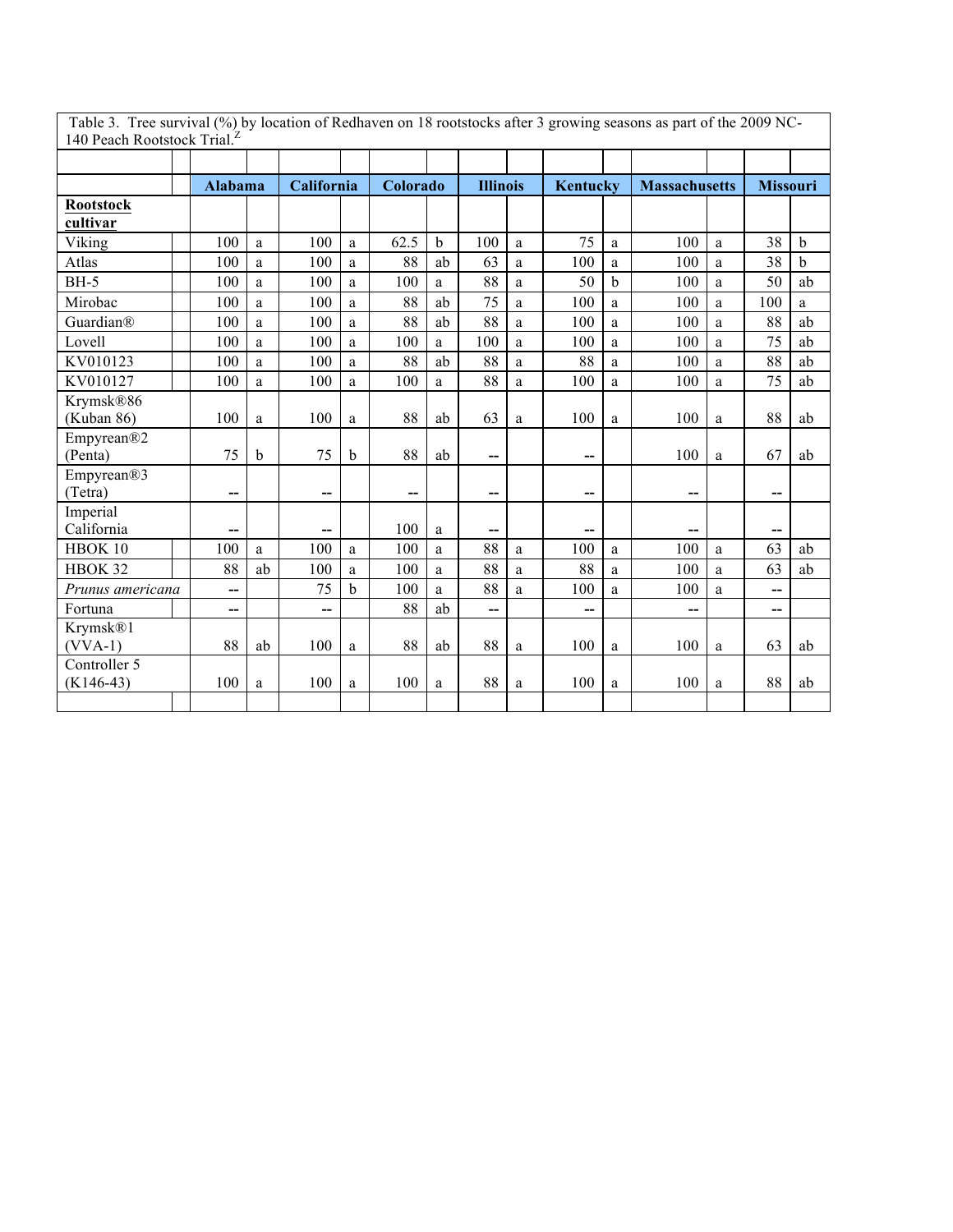Table 3. Tree survival (%) by location of Redhaven on 18 rootstocks after 3 growing seasons as part of the 2009 NC-140 Peach Rootstock Trial.[Z]

| Rootstock cultivar | Alabama | | California | | Colorado | | Illinois | | Kentucky | | Massachusetts | | Missouri | |
|---|---|---|---|---|---|---|---|---|---|---|---|---|---|---|
| Viking | 100 | a | 100 | a | 62.5 | b | 100 | a | 75 | a | 100 | a | 38 | b |
| Atlas | 100 | a | 100 | a | 88 | ab | 63 | a | 100 | a | 100 | a | 38 | b |
| BH-5 | 100 | a | 100 | a | 100 | a | 88 | a | 50 | b | 100 | a | 50 | ab |
| Mirobac | 100 | a | 100 | a | 88 | ab | 75 | a | 100 | a | 100 | a | 100 | a |
| Guardian® | 100 | a | 100 | a | 88 | ab | 88 | a | 100 | a | 100 | a | 88 | ab |
| Lovell | 100 | a | 100 | a | 100 | a | 100 | a | 100 | a | 100 | a | 75 | ab |
| KV010123 | 100 | a | 100 | a | 88 | ab | 88 | a | 88 | a | 100 | a | 88 | ab |
| KV010127 | 100 | a | 100 | a | 100 | a | 88 | a | 100 | a | 100 | a | 75 | ab |
| Krymsk®86 (Kuban 86) | 100 | a | 100 | a | 88 | ab | 63 | a | 100 | a | 100 | a | 88 | ab |
| Empyrean®2 (Penta) | 75 | b | 75 | b | 88 | ab | -- | | -- | | 100 | a | 67 | ab |
| Empyrean®3 (Tetra) | -- | | -- | | -- | | -- | | -- | | -- | | -- | |
| Imperial California | -- | | -- | | 100 | a | -- | | -- | | -- | | -- | |
| HBOK 10 | 100 | a | 100 | a | 100 | a | 88 | a | 100 | a | 100 | a | 63 | ab |
| HBOK 32 | 88 | ab | 100 | a | 100 | a | 88 | a | 88 | a | 100 | a | 63 | ab |
| *Prunus americana* | -- | | 75 | b | 100 | a | 88 | a | 100 | a | 100 | a | -- | |
| Fortuna | -- | | -- | | 88 | ab | -- | | -- | | -- | | -- | |
| Krymsk®1 (VVA-1) | 88 | ab | 100 | a | 88 | ab | 88 | a | 100 | a | 100 | a | 63 | ab |
| Controller 5 (K146-43) | 100 | a | 100 | a | 100 | a | 88 | a | 100 | a | 100 | a | 88 | ab |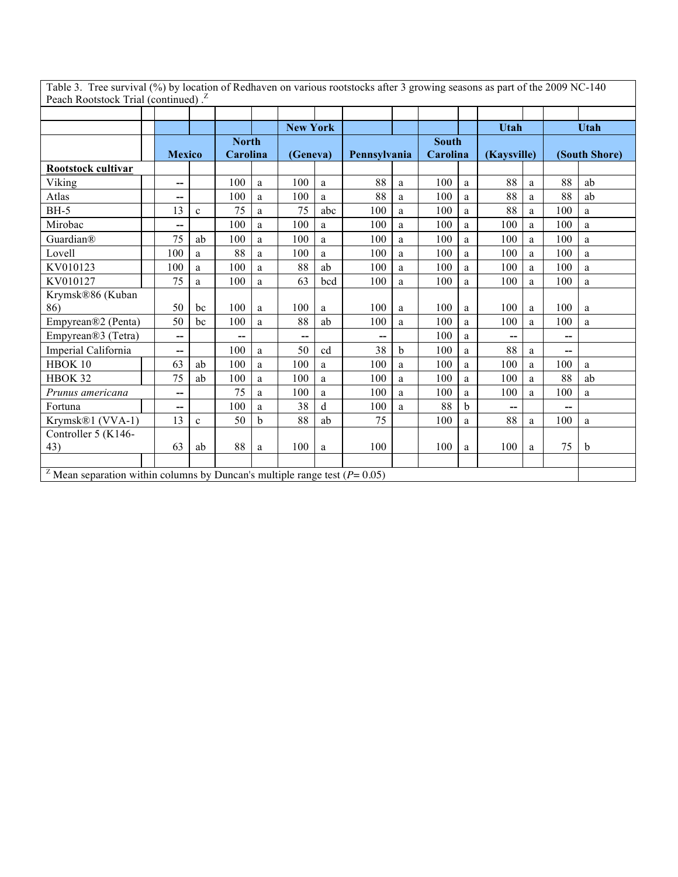Table 3. Tree survival (%) by location of Redhaven on various rootstocks after 3 growing seasons as part of the 2009 NC-140 Peach Rootstock Trial (continued) .[Z]

| Rootstock cultivar | Mexico | | North Carolina | | New York (Geneva) | | Pennsylvania | | South Carolina | | Utah (Kaysville) | | Utah (South Shore) | |
|---|---|---|---|---|---|---|---|---|---|---|---|---|---|---|
| Viking | -- | | 100 | a | 100 | a | 88 | a | 100 | a | 88 | a | 88 | ab |
| Atlas | -- | | 100 | a | 100 | a | 88 | a | 100 | a | 88 | a | 88 | ab |
| BH-5 | 13 | c | 75 | a | 75 | abc | 100 | a | 100 | a | 88 | a | 100 | a |
| Mirobac | -- | | 100 | a | 100 | a | 100 | a | 100 | a | 100 | a | 100 | a |
| Guardian® | 75 | ab | 100 | a | 100 | a | 100 | a | 100 | a | 100 | a | 100 | a |
| Lovell | 100 | a | 88 | a | 100 | a | 100 | a | 100 | a | 100 | a | 100 | a |
| KV010123 | 100 | a | 100 | a | 88 | ab | 100 | a | 100 | a | 100 | a | 100 | a |
| KV010127 | 75 | a | 100 | a | 63 | bcd | 100 | a | 100 | a | 100 | a | 100 | a |
| Krymsk®86 (Kuban 86) | 50 | bc | 100 | a | 100 | a | 100 | a | 100 | a | 100 | a | 100 | a |
| Empyrean®2 (Penta) | 50 | bc | 100 | a | 88 | ab | 100 | a | 100 | a | 100 | a | 100 | a |
| Empyrean®3 (Tetra) | -- | | -- | | -- | | -- | | 100 | a | -- | | -- | |
| Imperial California | -- | | 100 | a | 50 | cd | 38 | b | 100 | a | 88 | a | -- | |
| HBOK 10 | 63 | ab | 100 | a | 100 | a | 100 | a | 100 | a | 100 | a | 100 | a |
| HBOK 32 | 75 | ab | 100 | a | 100 | a | 100 | a | 100 | a | 100 | a | 88 | ab |
| *Prunus americana* | -- | | 75 | a | 100 | a | 100 | a | 100 | a | 100 | a | 100 | a |
| Fortuna | -- | | 100 | a | 38 | d | 100 | a | 88 | b | -- | | -- | |
| Krymsk®1 (VVA-1) | 13 | c | 50 | b | 88 | ab | 75 | | 100 | a | 88 | a | 100 | a |
| Controller 5 (K146-43) | 63 | ab | 88 | a | 100 | a | 100 | | 100 | a | 100 | a | 75 | b |

[Z] Mean separation within columns by Duncan's multiple range test ($P = 0.05$)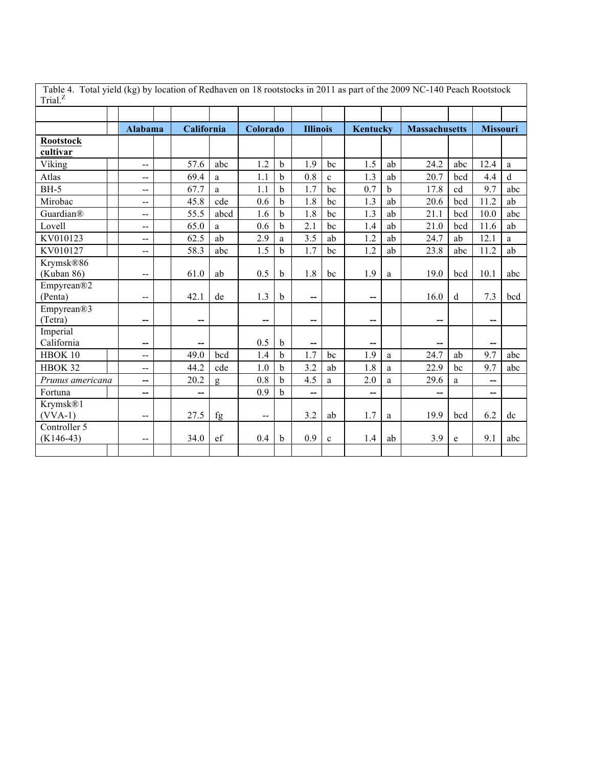Table 4. Total yield (kg) by location of Redhaven on 18 rootstocks in 2011 as part of the 2009 NC-140 Peach Rootstock Trial.[Z]

| Rootstock cultivar | Alabama | | California | | Colorado | | Illinois | | Kentucky | | Massachusetts | | Missouri | |
|---|---|---|---|---|---|---|---|---|---|---|---|---|---|---|
| Viking | -- | | 57.6 | abc | 1.2 | b | 1.9 | bc | 1.5 | ab | 24.2 | abc | 12.4 | a |
| Atlas | -- | | 69.4 | a | 1.1 | b | 0.8 | c | 1.3 | ab | 20.7 | bcd | 4.4 | d |
| BH-5 | -- | | 67.7 | a | 1.1 | b | 1.7 | bc | 0.7 | b | 17.8 | cd | 9.7 | abc |
| Mirobac | -- | | 45.8 | cde | 0.6 | b | 1.8 | bc | 1.3 | ab | 20.6 | bcd | 11.2 | ab |
| Guardian® | -- | | 55.5 | abcd | 1.6 | b | 1.8 | bc | 1.3 | ab | 21.1 | bcd | 10.0 | abc |
| Lovell | -- | | 65.0 | a | 0.6 | b | 2.1 | bc | 1.4 | ab | 21.0 | bcd | 11.6 | ab |
| KV010123 | -- | | 62.5 | ab | 2.9 | a | 3.5 | ab | 1.2 | ab | 24.7 | ab | 12.1 | a |
| KV010127 | -- | | 58.3 | abc | 1.5 | b | 1.7 | bc | 1.2 | ab | 23.8 | abc | 11.2 | ab |
| Krymsk®86 (Kuban 86) | -- | | 61.0 | ab | 0.5 | b | 1.8 | bc | 1.9 | a | 19.0 | bcd | 10.1 | abc |
| Empyrean®2 (Penta) | -- | | 42.1 | de | 1.3 | b | -- | | -- | | 16.0 | d | 7.3 | bcd |
| Empyrean®3 (Tetra) | -- | | -- | | -- | | -- | | -- | | -- | | -- | |
| Imperial California | -- | | -- | | 0.5 | b | -- | | -- | | -- | | -- | |
| HBOK 10 | -- | | 49.0 | bcd | 1.4 | b | 1.7 | bc | 1.9 | a | 24.7 | ab | 9.7 | abc |
| HBOK 32 | -- | | 44.2 | cde | 1.0 | b | 3.2 | ab | 1.8 | a | 22.9 | bc | 9.7 | abc |
| *Prunus americana* | -- | | 20.2 | g | 0.8 | b | 4.5 | a | 2.0 | a | 29.6 | a | -- | |
| Fortuna | -- | | -- | | 0.9 | b | -- | | -- | | -- | | -- | |
| Krymsk®1 (VVA-1) | -- | | 27.5 | fg | -- | | 3.2 | ab | 1.7 | a | 19.9 | bcd | 6.2 | dc |
| Controller 5 (K146-43) | -- | | 34.0 | ef | 0.4 | b | 0.9 | c | 1.4 | ab | 3.9 | e | 9.1 | abc |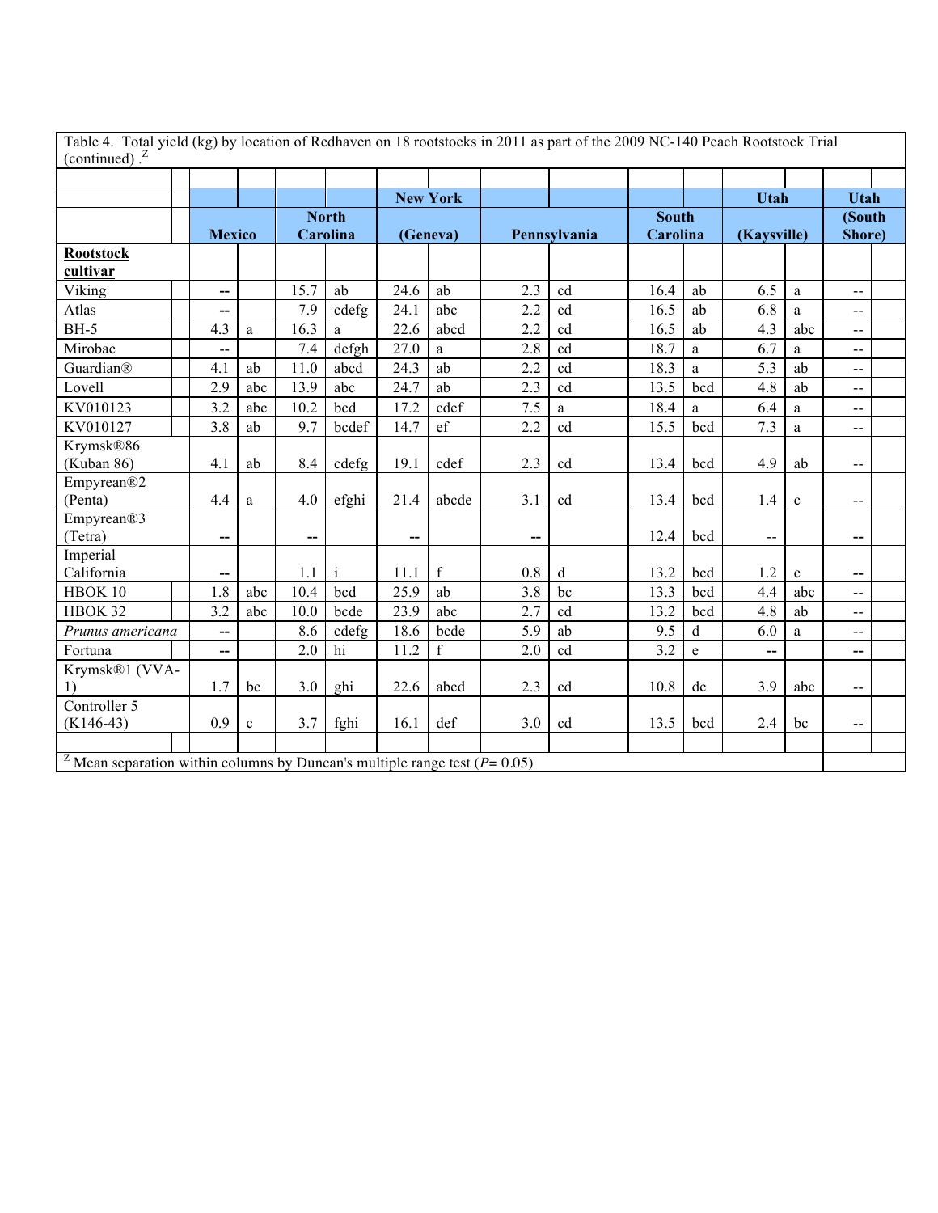Table 4. Total yield (kg) by location of Redhaven on 18 rootstocks in 2011 as part of the 2009 NC-140 Peach Rootstock Trial (continued) .[Z]

| Rootstock cultivar | Mexico | | North Carolina | | New York (Geneva) | | Pennsylvania | | South Carolina | | Utah (Kaysville) | | Utah (South Shore) |
|---|---|---|---|---|---|---|---|---|---|---|---|---|---|
| Viking | -- | | 15.7 | ab | 24.6 | ab | 2.3 | cd | 16.4 | ab | 6.5 | a | -- |
| Atlas | -- | | 7.9 | cdefg | 24.1 | abc | 2.2 | cd | 16.5 | ab | 6.8 | a | -- |
| BH-5 | 4.3 | a | 16.3 | a | 22.6 | abcd | 2.2 | cd | 16.5 | ab | 4.3 | abc | -- |
| Mirobac | -- | | 7.4 | defgh | 27.0 | a | 2.8 | cd | 18.7 | a | 6.7 | a | -- |
| Guardian® | 4.1 | ab | 11.0 | abcd | 24.3 | ab | 2.2 | cd | 18.3 | a | 5.3 | ab | -- |
| Lovell | 2.9 | abc | 13.9 | abc | 24.7 | ab | 2.3 | cd | 13.5 | bcd | 4.8 | ab | -- |
| KV010123 | 3.2 | abc | 10.2 | bcd | 17.2 | cdef | 7.5 | a | 18.4 | a | 6.4 | a | -- |
| KV010127 | 3.8 | ab | 9.7 | bcdef | 14.7 | ef | 2.2 | cd | 15.5 | bcd | 7.3 | a | -- |
| Krymsk®86 (Kuban 86) | 4.1 | ab | 8.4 | cdefg | 19.1 | cdef | 2.3 | cd | 13.4 | bcd | 4.9 | ab | -- |
| Empyrean®2 (Penta) | 4.4 | a | 4.0 | efghi | 21.4 | abcde | 3.1 | cd | 13.4 | bcd | 1.4 | c | -- |
| Empyrean®3 (Tetra) | -- | | -- | | -- | | -- | | 12.4 | bcd | -- | | -- |
| Imperial California | -- | | 1.1 | i | 11.1 | f | 0.8 | d | 13.2 | bcd | 1.2 | c | -- |
| HBOK 10 | 1.8 | abc | 10.4 | bcd | 25.9 | ab | 3.8 | bc | 13.3 | bcd | 4.4 | abc | -- |
| HBOK 32 | 3.2 | abc | 10.0 | bcde | 23.9 | abc | 2.7 | cd | 13.2 | bcd | 4.8 | ab | -- |
| *Prunus americana* | -- | | 8.6 | cdefg | 18.6 | bcde | 5.9 | ab | 9.5 | d | 6.0 | a | -- |
| Fortuna | -- | | 2.0 | hi | 11.2 | f | 2.0 | cd | 3.2 | e | -- | | -- |
| Krymsk®1 (VVA-1) | 1.7 | bc | 3.0 | ghi | 22.6 | abcd | 2.3 | cd | 10.8 | dc | 3.9 | abc | -- |
| Controller 5 (K146-43) | 0.9 | c | 3.7 | fghi | 16.1 | def | 3.0 | cd | 13.5 | bcd | 2.4 | bc | -- |

[Z] Mean separation within columns by Duncan's multiple range test ($P = 0.05$)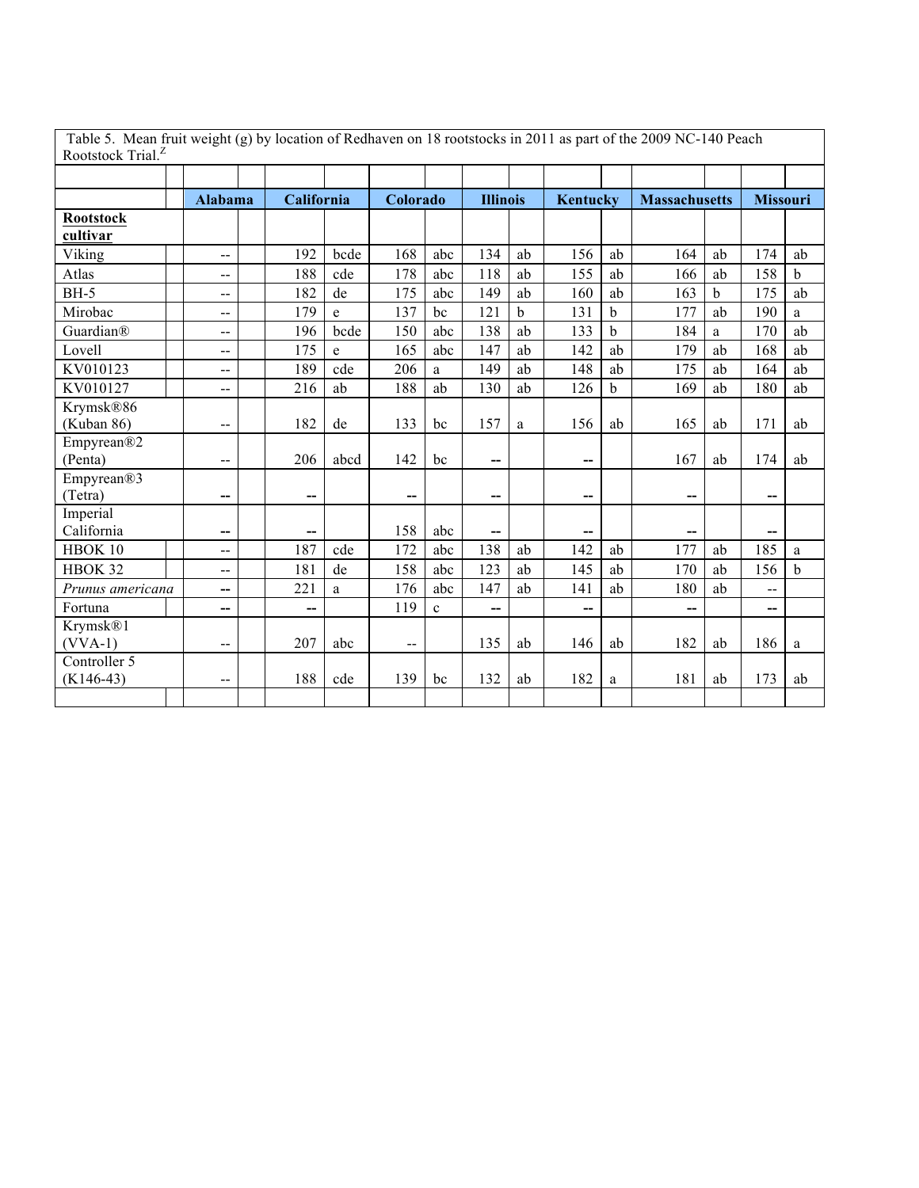Table 5. Mean fruit weight (g) by location of Redhaven on 18 rootstocks in 2011 as part of the 2009 NC-140 Peach Rootstock Trial.[Z]

| Rootstock cultivar | Alabama | | California | | Colorado | | Illinois | | Kentucky | | Massachusetts | | Missouri | |
|---|---|---|---|---|---|---|---|---|---|---|---|---|---|---|
| Viking | -- | | 192 | bcde | 168 | abc | 134 | ab | 156 | ab | 164 | ab | 174 | ab |
| Atlas | -- | | 188 | cde | 178 | abc | 118 | ab | 155 | ab | 166 | ab | 158 | b |
| BH-5 | -- | | 182 | de | 175 | abc | 149 | ab | 160 | ab | 163 | b | 175 | ab |
| Mirobac | -- | | 179 | e | 137 | bc | 121 | b | 131 | b | 177 | ab | 190 | a |
| Guardian® | -- | | 196 | bcde | 150 | abc | 138 | ab | 133 | b | 184 | a | 170 | ab |
| Lovell | -- | | 175 | e | 165 | abc | 147 | ab | 142 | ab | 179 | ab | 168 | ab |
| KV010123 | -- | | 189 | cde | 206 | a | 149 | ab | 148 | ab | 175 | ab | 164 | ab |
| KV010127 | -- | | 216 | ab | 188 | ab | 130 | ab | 126 | b | 169 | ab | 180 | ab |
| Krymsk®86 (Kuban 86) | -- | | 182 | de | 133 | bc | 157 | a | 156 | ab | 165 | ab | 171 | ab |
| Empyrean®2 (Penta) | -- | | 206 | abcd | 142 | bc | -- | | -- | | 167 | ab | 174 | ab |
| Empyrean®3 (Tetra) | -- | | -- | | -- | | -- | | -- | | -- | | -- | |
| Imperial California | -- | | -- | | 158 | abc | -- | | -- | | -- | | -- | |
| HBOK 10 | -- | | 187 | cde | 172 | abc | 138 | ab | 142 | ab | 177 | ab | 185 | a |
| HBOK 32 | -- | | 181 | de | 158 | abc | 123 | ab | 145 | ab | 170 | ab | 156 | b |
| *Prunus americana* | -- | | 221 | a | 176 | abc | 147 | ab | 141 | ab | 180 | ab | -- | |
| Fortuna | -- | | -- | | 119 | c | -- | | -- | | -- | | -- | |
| Krymsk®1 (VVA-1) | -- | | 207 | abc | -- | | 135 | ab | 146 | ab | 182 | ab | 186 | a |
| Controller 5 (K146-43) | -- | | 188 | cde | 139 | bc | 132 | ab | 182 | a | 181 | ab | 173 | ab |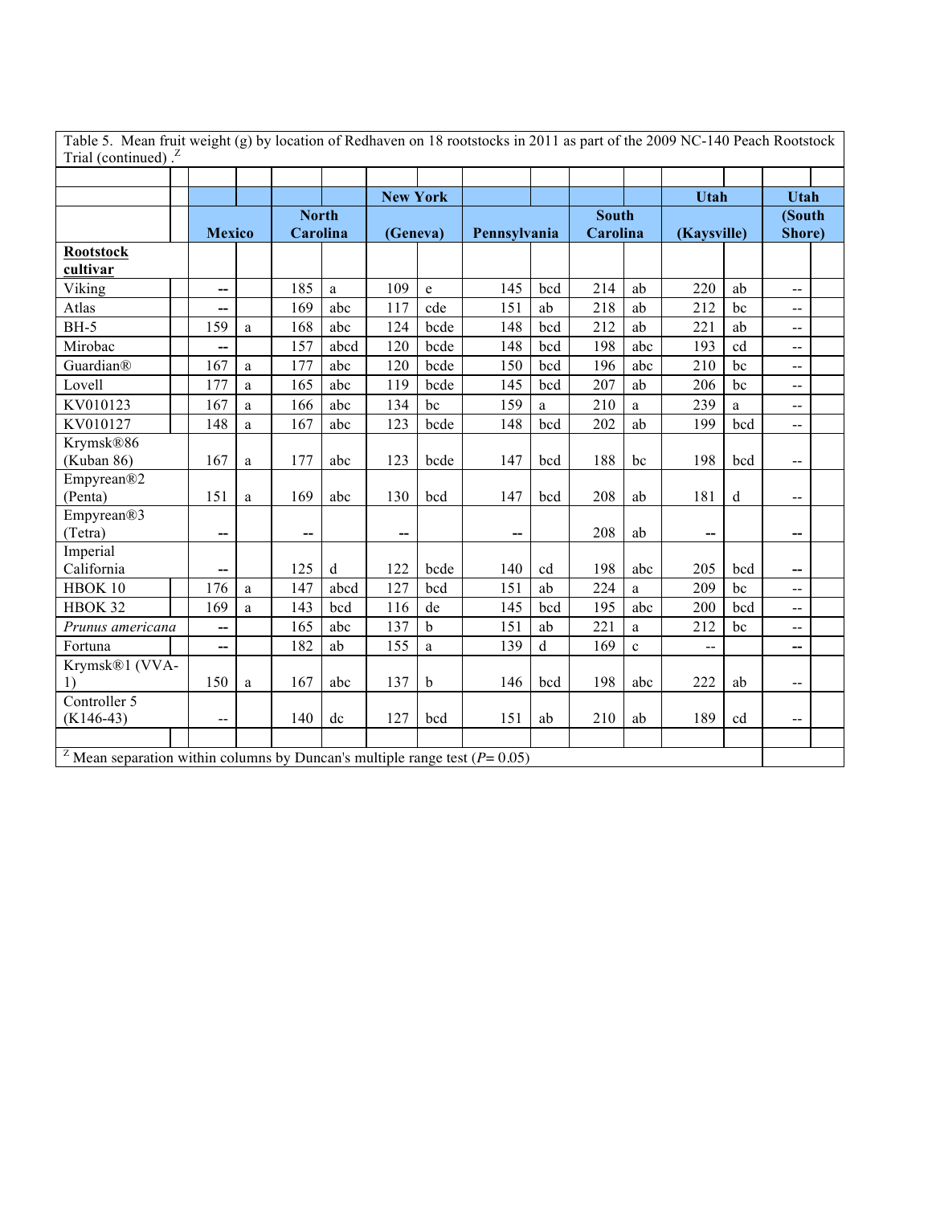Table 5. Mean fruit weight (g) by location of Redhaven on 18 rootstocks in 2011 as part of the 2009 NC-140 Peach Rootstock Trial (continued). [Z]

| Rootstock cultivar | Mexico | | North Carolina | | New York (Geneva) | | Pennsylvania | | South Carolina | | Utah (Kaysville) | | Utah (South Shore) |
|---|---|---|---|---|---|---|---|---|---|---|---|---|---|
| Viking | -- | | 185 | a | 109 | e | 145 | bcd | 214 | ab | 220 | ab | -- |
| Atlas | -- | | 169 | abc | 117 | cde | 151 | ab | 218 | ab | 212 | bc | -- |
| BH-5 | 159 | a | 168 | abc | 124 | bcde | 148 | bcd | 212 | ab | 221 | ab | -- |
| Mirobac | -- | | 157 | abcd | 120 | bcde | 148 | bcd | 198 | abc | 193 | cd | -- |
| Guardian® | 167 | a | 177 | abc | 120 | bcde | 150 | bcd | 196 | abc | 210 | bc | -- |
| Lovell | 177 | a | 165 | abc | 119 | bcde | 145 | bcd | 207 | ab | 206 | bc | -- |
| KV010123 | 167 | a | 166 | abc | 134 | bc | 159 | a | 210 | a | 239 | a | -- |
| KV010127 | 148 | a | 167 | abc | 123 | bcde | 148 | bcd | 202 | ab | 199 | bcd | -- |
| Krymsk®86 (Kuban 86) | 167 | a | 177 | abc | 123 | bcde | 147 | bcd | 188 | bc | 198 | bcd | -- |
| Empyrean®2 (Penta) | 151 | a | 169 | abc | 130 | bcd | 147 | bcd | 208 | ab | 181 | d | -- |
| Empyrean®3 (Tetra) | -- | | -- | | -- | | -- | | 208 | ab | -- | | -- |
| Imperial California | -- | | 125 | d | 122 | bcde | 140 | cd | 198 | abc | 205 | bcd | -- |
| HBOK 10 | 176 | a | 147 | abcd | 127 | bcd | 151 | ab | 224 | a | 209 | bc | -- |
| HBOK 32 | 169 | a | 143 | bcd | 116 | de | 145 | bcd | 195 | abc | 200 | bcd | -- |
| *Prunus americana* | -- | | 165 | abc | 137 | b | 151 | ab | 221 | a | 212 | bc | -- |
| Fortuna | -- | | 182 | ab | 155 | a | 139 | d | 169 | c | -- | | -- |
| Krymsk®1 (VVA-1) | 150 | a | 167 | abc | 137 | b | 146 | bcd | 198 | abc | 222 | ab | -- |
| Controller 5 (K146-43) | -- | | 140 | dc | 127 | bcd | 151 | ab | 210 | ab | 189 | cd | -- |

[Z] Mean separation within columns by Duncan's multiple range test ($P = 0.05$)